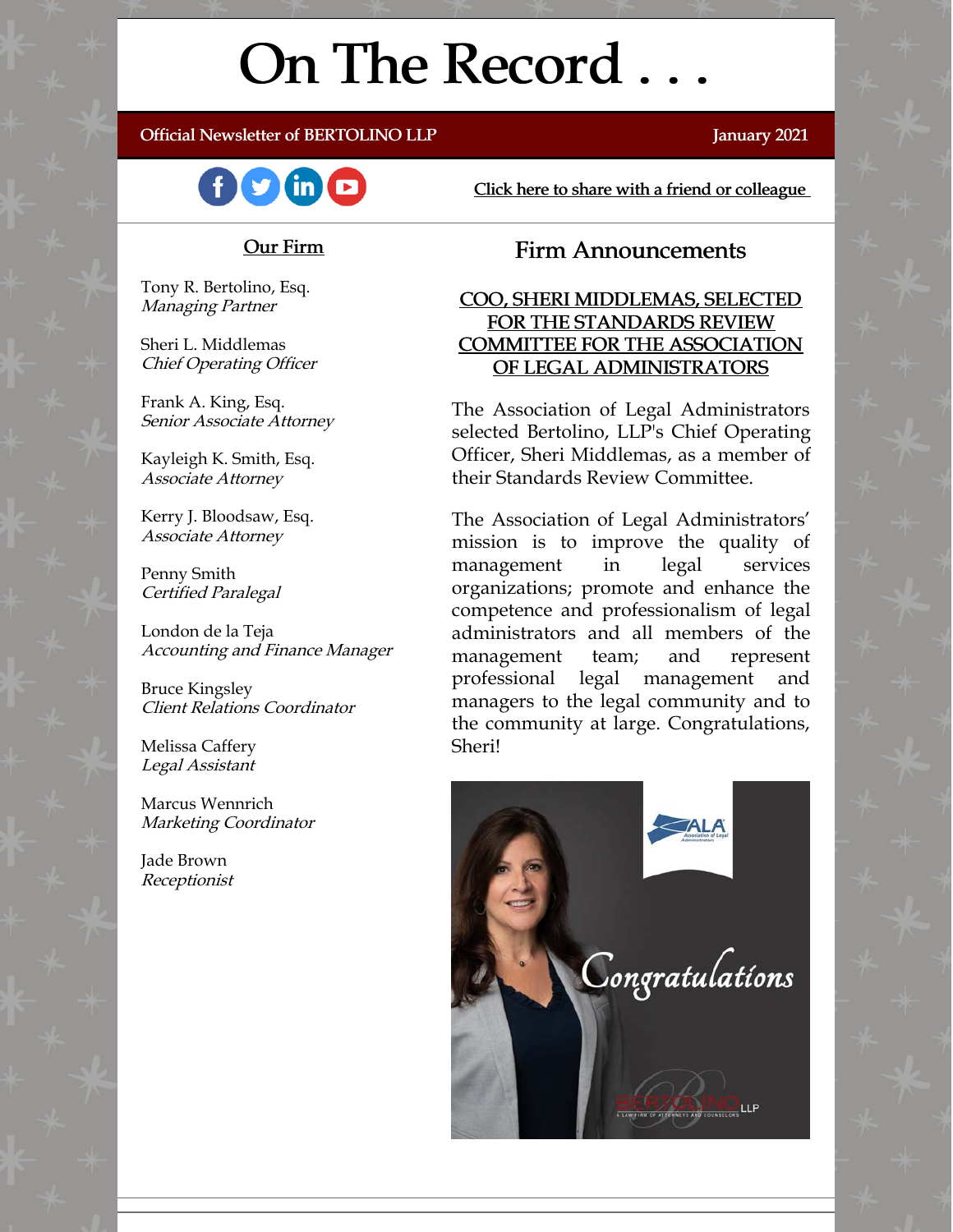# On The Record . . .

**Official Newsletter of BERTOLINO LLP** — **January 2021**

Click here to share with a friend or colleague

## Our Firm

Tony R. Bertolino, Esq.
*Managing Partner*

Sheri L. Middlemas
*Chief Operating Officer*

Frank A. King, Esq.
*Senior Associate Attorney*

Kayleigh K. Smith, Esq.
*Associate Attorney*

Kerry J. Bloodsaw, Esq.
*Associate Attorney*

Penny Smith
*Certified Paralegal*

London de la Teja
*Accounting and Finance Manager*

Bruce Kingsley
*Client Relations Coordinator*

Melissa Caffery
*Legal Assistant*

Marcus Wennrich
*Marketing Coordinator*

Jade Brown
*Receptionist*

## Firm Announcements

### COO, SHERI MIDDLEMAS, SELECTED FOR THE STANDARDS REVIEW COMMITTEE FOR THE ASSOCIATION OF LEGAL ADMINISTRATORS

The Association of Legal Administrators selected Bertolino, LLP's Chief Operating Officer, Sheri Middlemas, as a member of their Standards Review Committee.

The Association of Legal Administrators' mission is to improve the quality of management in legal services organizations; promote and enhance the competence and professionalism of legal administrators and all members of the management team; and represent professional legal management and managers to the legal community and to the community at large. Congratulations, Sheri!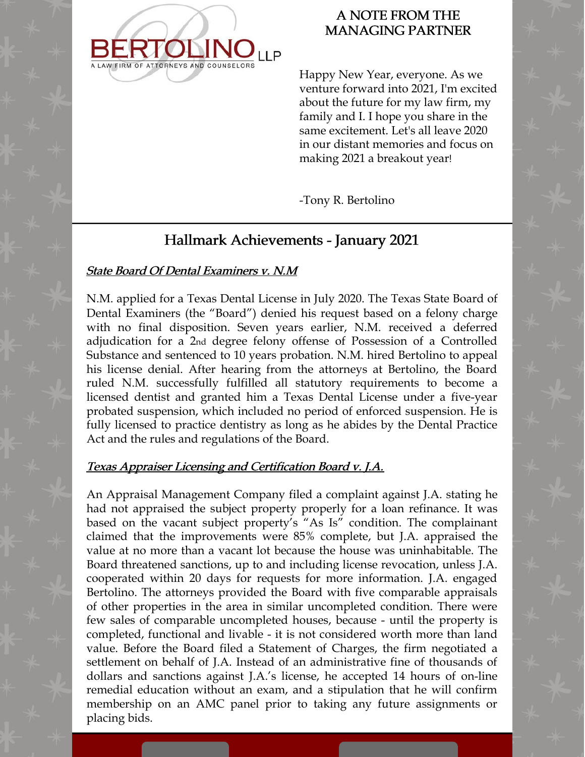BERTOLINO LLP
A LAW FIRM OF ATTORNEYS AND COUNSELORS

## A NOTE FROM THE MANAGING PARTNER

Happy New Year, everyone. As we venture forward into 2021, I'm excited about the future for my law firm, my family and I. I hope you share in the same excitement. Let's all leave 2020 in our distant memories and focus on making 2021 a breakout year!

-Tony R. Bertolino

## Hallmark Achievements - January 2021

### *State Board Of Dental Examiners v. N.M*

N.M. applied for a Texas Dental License in July 2020. The Texas State Board of Dental Examiners (the "Board") denied his request based on a felony charge with no final disposition. Seven years earlier, N.M. received a deferred adjudication for a 2nd degree felony offense of Possession of a Controlled Substance and sentenced to 10 years probation. N.M. hired Bertolino to appeal his license denial. After hearing from the attorneys at Bertolino, the Board ruled N.M. successfully fulfilled all statutory requirements to become a licensed dentist and granted him a Texas Dental License under a five-year probated suspension, which included no period of enforced suspension. He is fully licensed to practice dentistry as long as he abides by the Dental Practice Act and the rules and regulations of the Board.

### *Texas Appraiser Licensing and Certification Board v. J.A.*

An Appraisal Management Company filed a complaint against J.A. stating he had not appraised the subject property properly for a loan refinance. It was based on the vacant subject property's "As Is" condition. The complainant claimed that the improvements were 85% complete, but J.A. appraised the value at no more than a vacant lot because the house was uninhabitable. The Board threatened sanctions, up to and including license revocation, unless J.A. cooperated within 20 days for requests for more information. J.A. engaged Bertolino. The attorneys provided the Board with five comparable appraisals of other properties in the area in similar uncompleted condition. There were few sales of comparable uncompleted houses, because - until the property is completed, functional and livable - it is not considered worth more than land value. Before the Board filed a Statement of Charges, the firm negotiated a settlement on behalf of J.A. Instead of an administrative fine of thousands of dollars and sanctions against J.A.'s license, he accepted 14 hours of on-line remedial education without an exam, and a stipulation that he will confirm membership on an AMC panel prior to taking any future assignments or placing bids.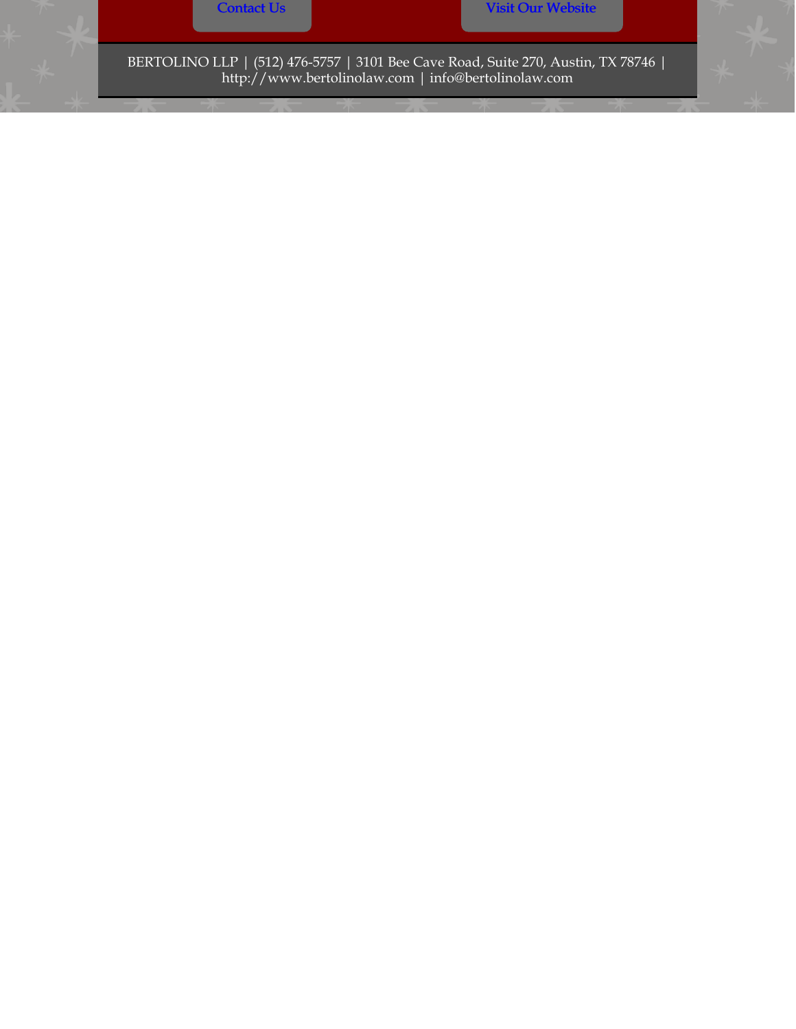Contact Us | Visit Our Website

BERTOLINO LLP | (512) 476-5757 | 3101 Bee Cave Road, Suite 270, Austin, TX 78746 | http://www.bertolinolaw.com | info@bertolinolaw.com